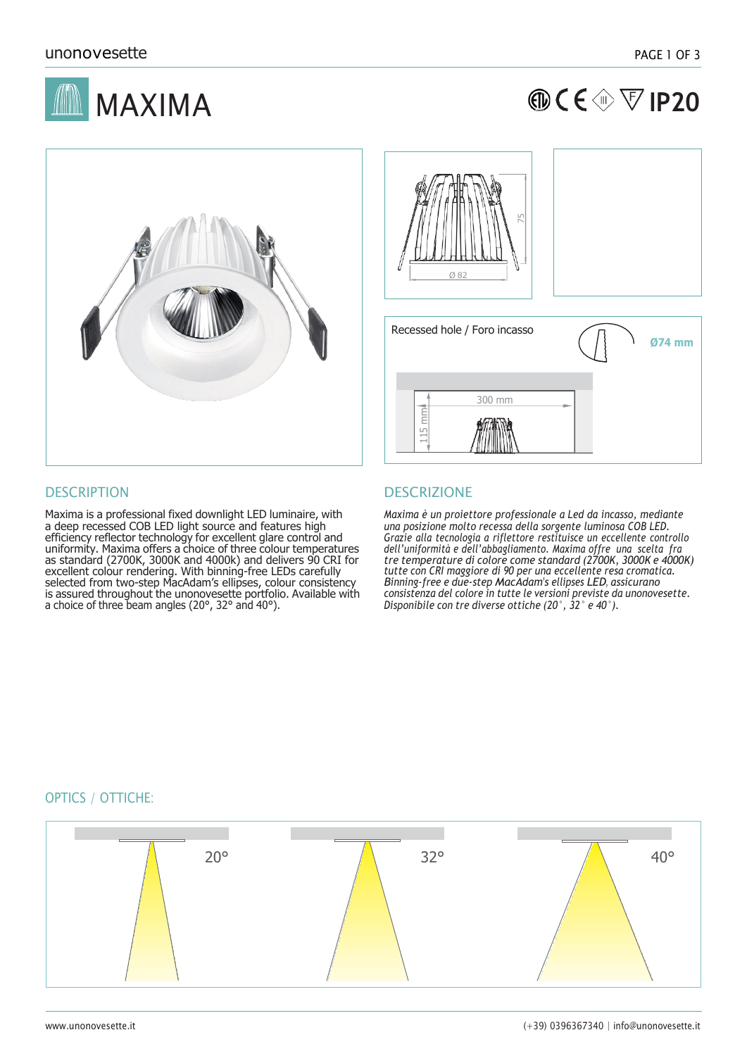# MAXIMA

IP20

Ø 82

75

Recessed hole / Foro incasso

**Ø74 mm**

300 mm

115 mm

## DESCRIPTION

Maxima is a professional fixed downlight LED luminaire, with a deep recessed COB LED light source and features high efficiency reflector technology for excellent glare control and uniformity. Maxima offers a choice of three colour temperatures as standard (2700K, 3000K and 4000k) and delivers 90 CRI for excellent colour rendering. With binning-free LEDs carefully selected from two-step MacAdam's ellipses, colour consistency is assured throughout the unonovesette portfolio. Available with a choice of three beam angles (20°, 32° and 40°).

## DESCRIZIONE

*Maxima è un proiettore professionale a Led da incasso, mediante una posizione molto recessa della sorgente luminosa COB LED. Grazie alla tecnologia a riflettore restituisce un eccellente controllo dell'uniformità e dell'abbagliamento. Maxima offre una scelta fra tre temperature di colore come standard (2700K, 3000K e 4000K) tutte con CRI maggiore di 90 per una eccellente resa cromatica. Binning-free e due-step MacAdam's ellipses LED, assicurano consistenza del colore in tutte le versioni previste da unonovesette. Disponibile con tre diverse ottiche (20°, 32° e 40°).*

## OPTICS / OTTICHE:

20° 32° 40°

www.unonovesette.it (+39) 0396367340 | info@unonovesette.it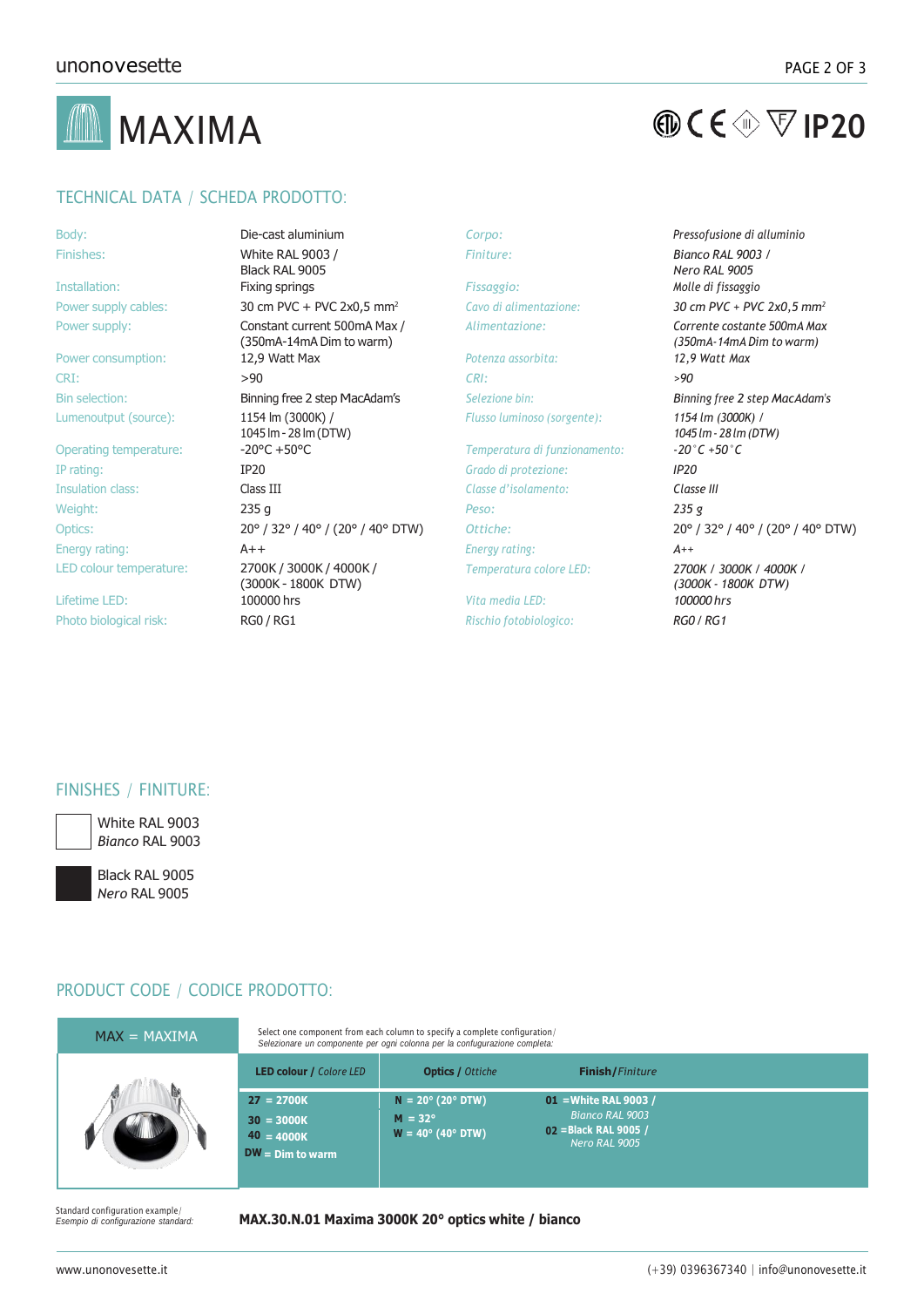# MAXIMA

IP20

## TECHNICAL DATA / SCHEDA PRODOTTO:

| | | | |
|---|---|---|---|
| Body: | Die-cast aluminium | *Corpo:* | *Pressofusione di alluminio* |
| Finishes: | White RAL 9003 / Black RAL 9005 | *Finiture:* | *Bianco RAL 9003 / Nero RAL 9005* |
| Installation: | Fixing springs | *Fissaggio:* | *Molle di fissaggio* |
| Power supply cables: | 30 cm PVC + PVC 2x0,5 mm² | *Cavo di alimentazione:* | *30 cm PVC + PVC 2x0,5 mm²* |
| Power supply: | Constant current 500mA Max / (350mA-14mA Dim to warm) | *Alimentazione:* | *Corrente costante 500mA Max (350mA-14mA Dim to warm)* |
| Power consumption: | 12,9 Watt Max | *Potenza assorbita:* | *12,9 Watt Max* |
| CRI: | >90 | *CRI:* | *>90* |
| Bin selection: | Binning free 2 step MacAdam's | *Selezione bin:* | *Binning free 2 step MacAdam's* |
| Lumenoutput (source): | 1154 lm (3000K) / 1045 lm - 28 lm (DTW) | *Flusso luminoso (sorgente):* | *1154 lm (3000K) / 1045 lm - 28 lm (DTW)* |
| Operating temperature: | -20°C +50°C | *Temperatura di funzionamento:* | *-20°C +50°C* |
| IP rating: | IP20 | *Grado di protezione:* | *IP20* |
| Insulation class: | Class III | *Classe d'isolamento:* | *Classe III* |
| Weight: | 235 g | *Peso:* | *235 g* |
| Optics: | 20° / 32° / 40° / (20° / 40° DTW) | *Ottiche:* | 20° / 32° / 40° / (20° / 40° DTW) |
| Energy rating: | A++ | *Energy rating:* | *A++* |
| LED colour temperature: | 2700K / 3000K / 4000K / (3000K - 1800K DTW) | *Temperatura colore LED:* | *2700K / 3000K / 4000K / (3000K - 1800K DTW)* |
| Lifetime LED: | 100000 hrs | *Vita media LED:* | *100000 hrs* |
| Photo biological risk: | RG0 / RG1 | *Rischio fotobiologico:* | *RG0 / RG1* |

## FINISHES / FINITURE:

White RAL 9003
*Bianco* RAL 9003

Black RAL 9005
*Nero* RAL 9005

## PRODUCT CODE / CODICE PRODOTTO:

MAX = MAXIMA

Select one component from each column to specify a complete configuration/
*Selezionare un componente per ogni colonna per la confugurazione completa:*

| **LED colour /** *Colore LED* | **Optics /** *Ottiche* | **Finish/** *Finiture* |
|---|---|---|
| **27** = 2700K<br>**30** = 3000K<br>**40** = 4000K<br>**DW** = Dim to warm | **N** = 20° (20° DTW)<br>**M** = 32°<br>**W** = 40° (40° DTW) | **01** = White RAL 9003 / *Bianco RAL 9003*<br>**02** = Black RAL 9005 / *Nero RAL 9005* |

Standard configuration example/
*Esempio di configurazione standard:*

**MAX.30.N.01 Maxima 3000K 20° optics white / bianco**

www.unonovesette.it

(+39) 0396367340 | info@unonovesette.it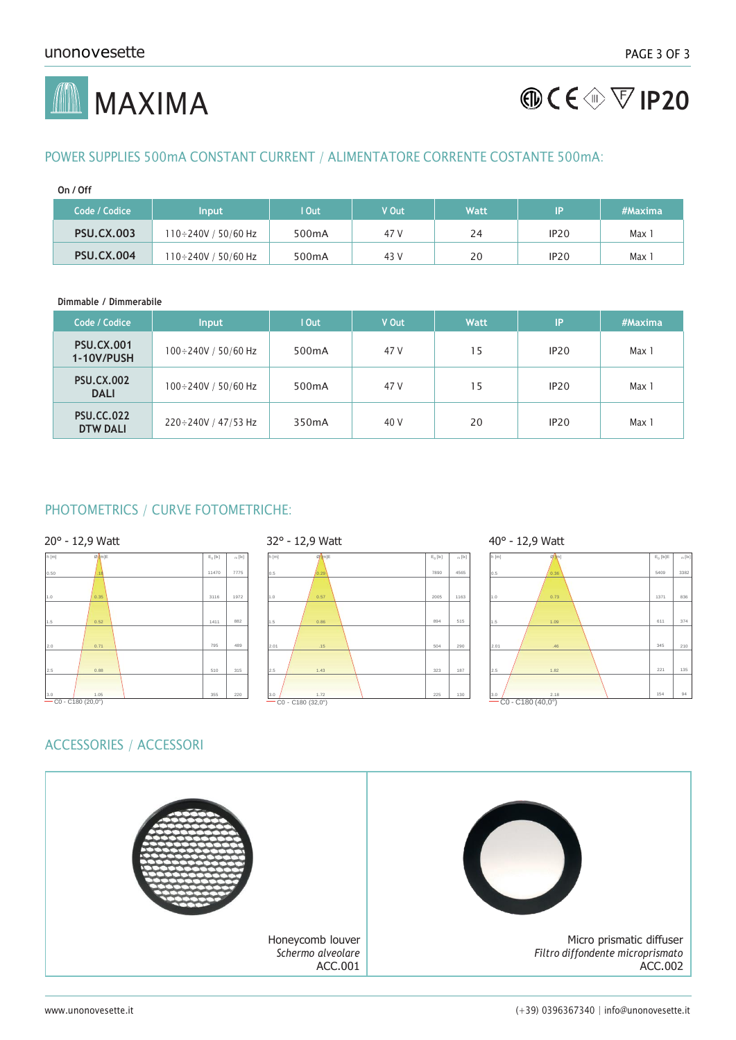# MAXIMA

IP20

## POWER SUPPLIES 500mA CONSTANT CURRENT / ALIMENTATORE CORRENTE COSTANTE 500mA:

**On / Off**

| Code / Codice | Input | I Out | V Out | Watt | IP | #Maxima |
|---|---|---|---|---|---|---|
| **PSU.CX.003** | 110÷240V / 50/60 Hz | 500mA | 47 V | 24 | IP20 | Max 1 |
| **PSU.CX.004** | 110÷240V / 50/60 Hz | 500mA | 43 V | 20 | IP20 | Max 1 |

**Dimmable / Dimmerabile**

| Code / Codice | Input | I Out | V Out | Watt | IP | #Maxima |
|---|---|---|---|---|---|---|
| **PSU.CX.001 1-10V/PUSH** | 100÷240V / 50/60 Hz | 500mA | 47 V | 15 | IP20 | Max 1 |
| **PSU.CX.002 DALI** | 100÷240V / 50/60 Hz | 500mA | 47 V | 15 | IP20 | Max 1 |
| **PSU.CC.022 DTW DALI** | 220÷240V / 47/53 Hz | 350mA | 40 V | 20 | IP20 | Max 1 |

## PHOTOMETRICS / CURVE FOTOMETRICHE:

20° - 12,9 Watt

h [m]
Ø [m]E
0.50 / .18 / 11470 / 7775
1.0 / 0.35 / 3116 / 1972
1.5 / 0.52 / 1411 / 882
2.0 / 0.71 / 795 / 489
2.5 / 0.88 / 510 / 315
3.0 / 1.05 / 355 / 220
C0 - C180 (20,0°)

32° - 12,9 Watt

h [m]
Ø [m]E
0.5 / 0.29 / 7890 / 4565
1.0 / 0.57 / 2005 / 1163
1.5 / 0.86 / 894 / 515
2.01 / .15 / 504 / 290
2.5 / 1.43 / 323 / 187
3.0 / 1.72 / 225 / 130
C0 - C180 (32,0°)

40° - 12,9 Watt

h [m]
Ø [m]
0.5 / 0.36 / 5409 / 3382
1.0 / 0.73 / 1371 / 836
1.5 / 1.09 / 611 / 374
2.01 / .46 / 345 / 210
2.5 / 1.82 / 221 / 135
3.0 / 2.18 / 154 / 94
C0 - C180 (40,0°)

## ACCESSORIES / ACCESSORI

Honeycomb louver
*Schermo alveolare*
ACC.001

Micro prismatic diffuser
*Filtro diffondente microprismato*
ACC.002